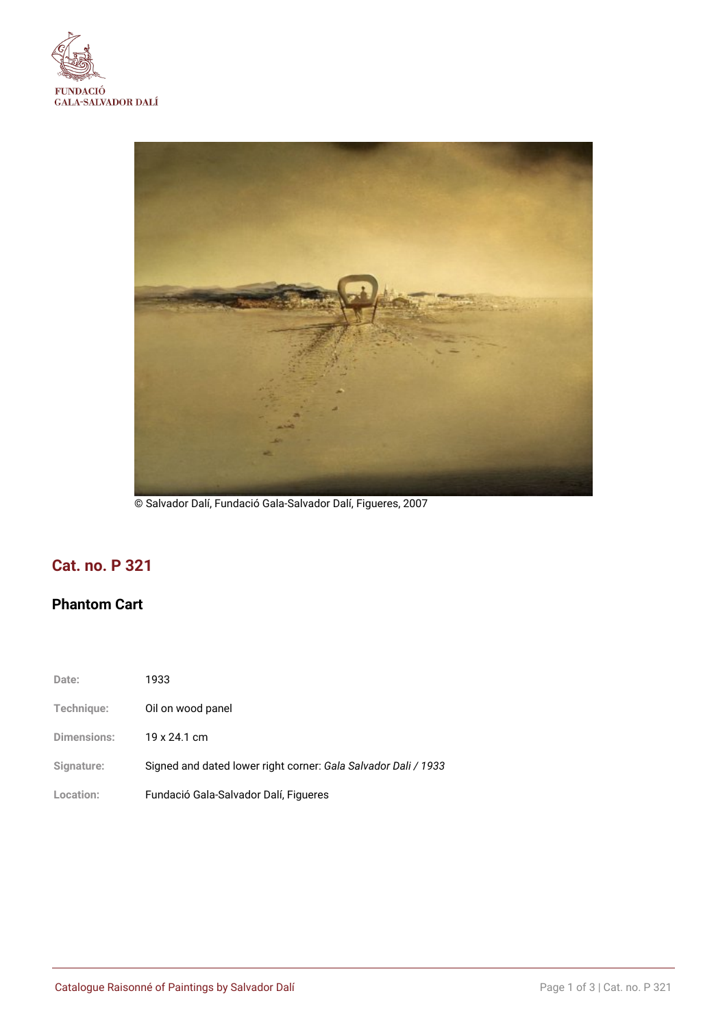FUNDACIÓ
GALA-SALVADOR DALÍ

© Salvador Dalí, Fundació Gala-Salvador Dalí, Figueres, 2007

## Cat. no. P 321

### Phantom Cart

| | |
|---|---|
| **Date:** | 1933 |
| **Technique:** | Oil on wood panel |
| **Dimensions:** | 19 x 24.1 cm |
| **Signature:** | Signed and dated lower right corner: *Gala Salvador Dali / 1933* |
| **Location:** | Fundació Gala-Salvador Dalí, Figueres |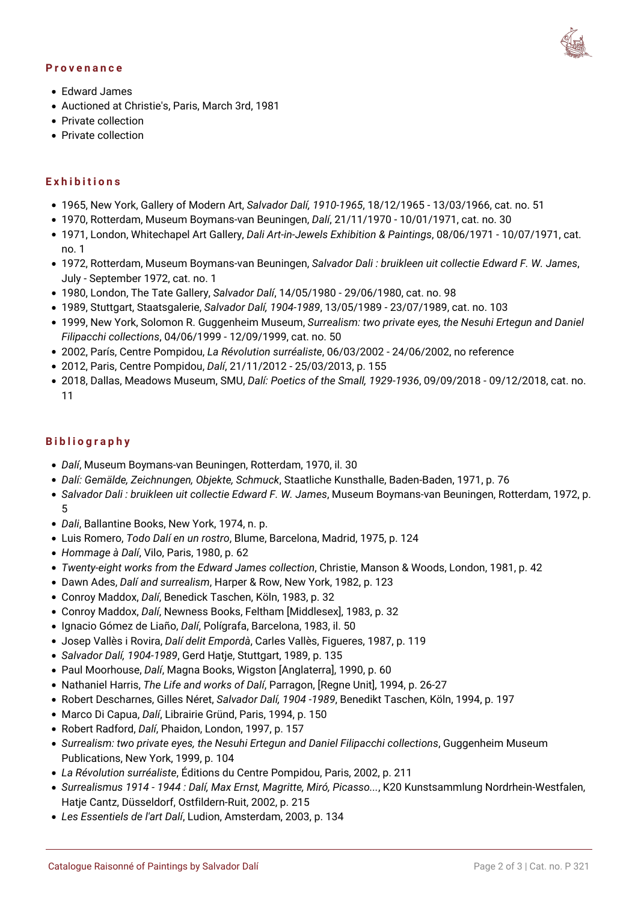## Provenance

- Edward James
- Auctioned at Christie's, Paris, March 3rd, 1981
- Private collection
- Private collection

## Exhibitions

- 1965, New York, Gallery of Modern Art, *Salvador Dalí, 1910-1965*, 18/12/1965 - 13/03/1966, cat. no. 51
- 1970, Rotterdam, Museum Boymans-van Beuningen, *Dalí*, 21/11/1970 - 10/01/1971, cat. no. 30
- 1971, London, Whitechapel Art Gallery, *Dali Art-in-Jewels Exhibition & Paintings*, 08/06/1971 - 10/07/1971, cat. no. 1
- 1972, Rotterdam, Museum Boymans-van Beuningen, *Salvador Dali : bruikleen uit collectie Edward F. W. James*, July - September 1972, cat. no. 1
- 1980, London, The Tate Gallery, *Salvador Dalí*, 14/05/1980 - 29/06/1980, cat. no. 98
- 1989, Stuttgart, Staatsgalerie, *Salvador Dalí, 1904-1989*, 13/05/1989 - 23/07/1989, cat. no. 103
- 1999, New York, Solomon R. Guggenheim Museum, *Surrealism: two private eyes, the Nesuhi Ertegun and Daniel Filipacchi collections*, 04/06/1999 - 12/09/1999, cat. no. 50
- 2002, París, Centre Pompidou, *La Révolution surréaliste*, 06/03/2002 - 24/06/2002, no reference
- 2012, Paris, Centre Pompidou, *Dalí*, 21/11/2012 - 25/03/2013, p. 155
- 2018, Dallas, Meadows Museum, SMU, *Dalí: Poetics of the Small, 1929-1936*, 09/09/2018 - 09/12/2018, cat. no. 11

## Bibliography

- *Dalí*, Museum Boymans-van Beuningen, Rotterdam, 1970, il. 30
- *Dalí: Gemälde, Zeichnungen, Objekte, Schmuck*, Staatliche Kunsthalle, Baden-Baden, 1971, p. 76
- *Salvador Dali : bruikleen uit collectie Edward F. W. James*, Museum Boymans-van Beuningen, Rotterdam, 1972, p. 5
- *Dali*, Ballantine Books, New York, 1974, n. p.
- Luis Romero, *Todo Dalí en un rostro*, Blume, Barcelona, Madrid, 1975, p. 124
- *Hommage à Dalí*, Vilo, Paris, 1980, p. 62
- *Twenty-eight works from the Edward James collection*, Christie, Manson & Woods, London, 1981, p. 42
- Dawn Ades, *Dalí and surrealism*, Harper & Row, New York, 1982, p. 123
- Conroy Maddox, *Dalí*, Benedick Taschen, Köln, 1983, p. 32
- Conroy Maddox, *Dalí*, Newness Books, Feltham [Middlesex], 1983, p. 32
- Ignacio Gómez de Liaño, *Dalí*, Polígrafa, Barcelona, 1983, il. 50
- Josep Vallès i Rovira, *Dalí delit Empordà*, Carles Vallès, Figueres, 1987, p. 119
- *Salvador Dalí, 1904-1989*, Gerd Hatje, Stuttgart, 1989, p. 135
- Paul Moorhouse, *Dalí*, Magna Books, Wigston [Anglaterra], 1990, p. 60
- Nathaniel Harris, *The Life and works of Dalí*, Parragon, [Regne Unit], 1994, p. 26-27
- Robert Descharnes, Gilles Néret, *Salvador Dalí, 1904 -1989*, Benedikt Taschen, Köln, 1994, p. 197
- Marco Di Capua, *Dalí*, Librairie Gründ, Paris, 1994, p. 150
- Robert Radford, *Dalí*, Phaidon, London, 1997, p. 157
- *Surrealism: two private eyes, the Nesuhi Ertegun and Daniel Filipacchi collections*, Guggenheim Museum Publications, New York, 1999, p. 104
- *La Révolution surréaliste*, Éditions du Centre Pompidou, Paris, 2002, p. 211
- *Surrealismus 1914 - 1944 : Dalí, Max Ernst, Magritte, Miró, Picasso...*, K20 Kunstsammlung Nordrhein-Westfalen, Hatje Cantz, Düsseldorf, Ostfildern-Ruit, 2002, p. 215
- *Les Essentiels de l'art Dalí*, Ludion, Amsterdam, 2003, p. 134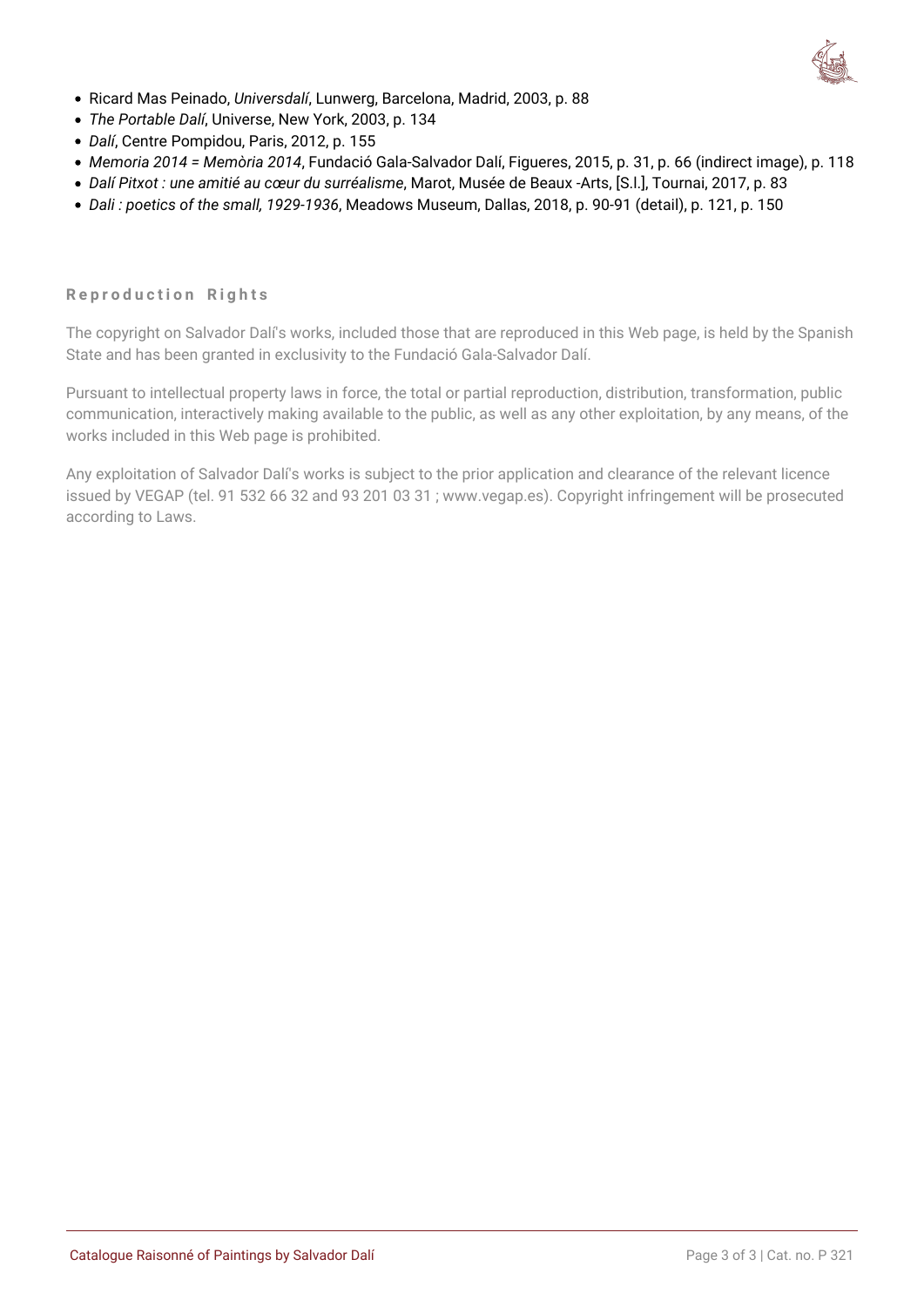- Ricard Mas Peinado, *Universdalí*, Lunwerg, Barcelona, Madrid, 2003, p. 88
- *The Portable Dalí*, Universe, New York, 2003, p. 134
- *Dalí*, Centre Pompidou, Paris, 2012, p. 155
- *Memoria 2014 = Memòria 2014*, Fundació Gala-Salvador Dalí, Figueres, 2015, p. 31, p. 66 (indirect image), p. 118
- *Dalí Pitxot : une amitié au cœur du surréalisme*, Marot, Musée de Beaux -Arts, [S.l.], Tournai, 2017, p. 83
- *Dali : poetics of the small, 1929-1936*, Meadows Museum, Dallas, 2018, p. 90-91 (detail), p. 121, p. 150

**Reproduction Rights**

The copyright on Salvador Dalí's works, included those that are reproduced in this Web page, is held by the Spanish State and has been granted in exclusivity to the Fundació Gala-Salvador Dalí.

Pursuant to intellectual property laws in force, the total or partial reproduction, distribution, transformation, public communication, interactively making available to the public, as well as any other exploitation, by any means, of the works included in this Web page is prohibited.

Any exploitation of Salvador Dalí's works is subject to the prior application and clearance of the relevant licence issued by VEGAP (tel. 91 532 66 32 and 93 201 03 31 ; www.vegap.es). Copyright infringement will be prosecuted according to Laws.